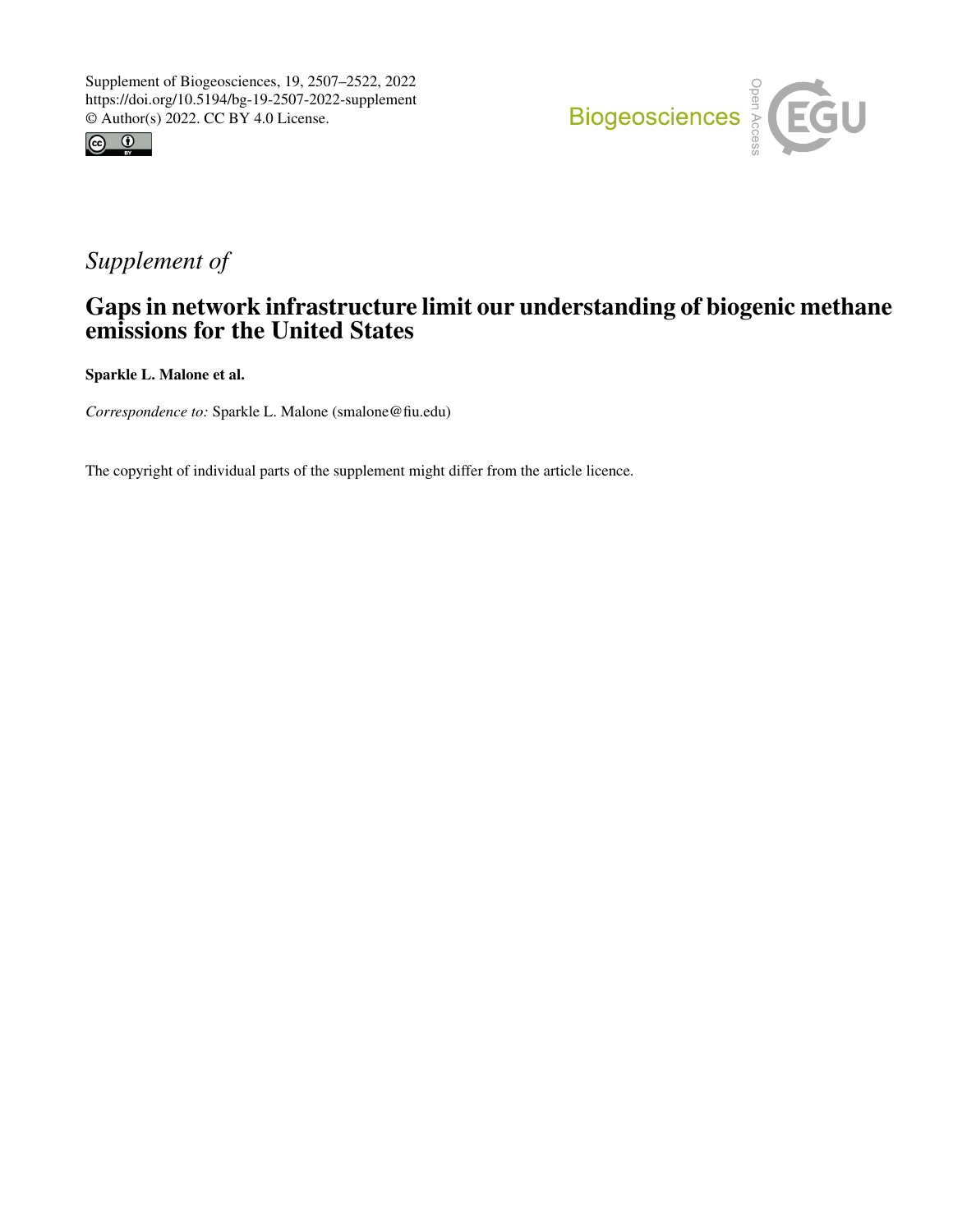Supplement of Biogeosciences, 19, 2507–2522, 2022
https://doi.org/10.5194/bg-19-2507-2022-supplement
© Author(s) 2022. CC BY 4.0 License.

*Supplement of*

# Gaps in network infrastructure limit our understanding of biogenic methane emissions for the United States

**Sparkle L. Malone et al.**

*Correspondence to:* Sparkle L. Malone (smalone@fiu.edu)

The copyright of individual parts of the supplement might differ from the article licence.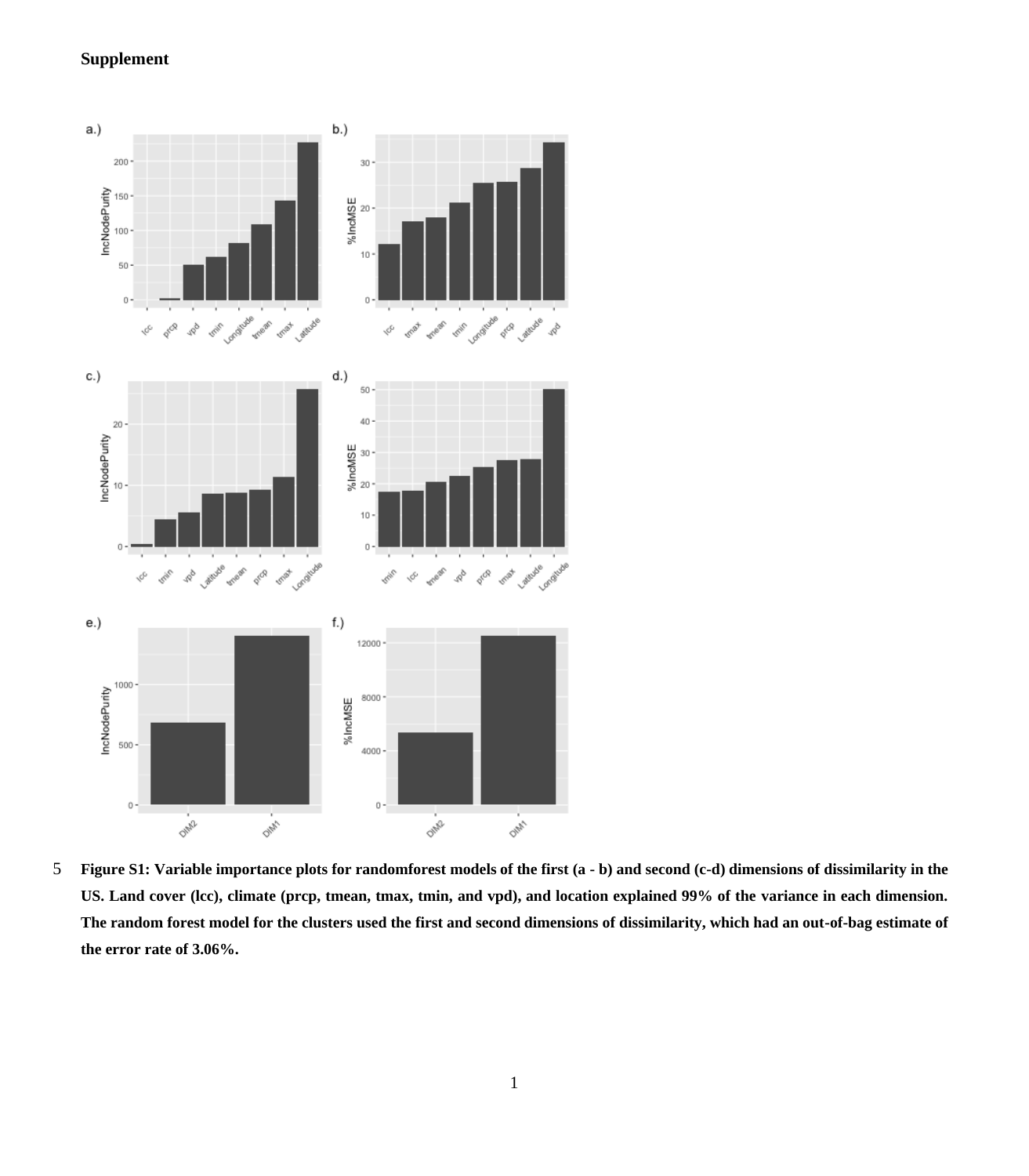**Supplement**

**Figure S1: Variable importance plots for randomforest models of the first (a - b) and second (c-d) dimensions of dissimilarity in the US. Land cover (lcc), climate (prcp, tmean, tmax, tmin, and vpd), and location explained 99% of the variance in each dimension. The random forest model for the clusters used the first and second dimensions of dissimilarity, which had an out-of-bag estimate of the error rate of 3.06%.**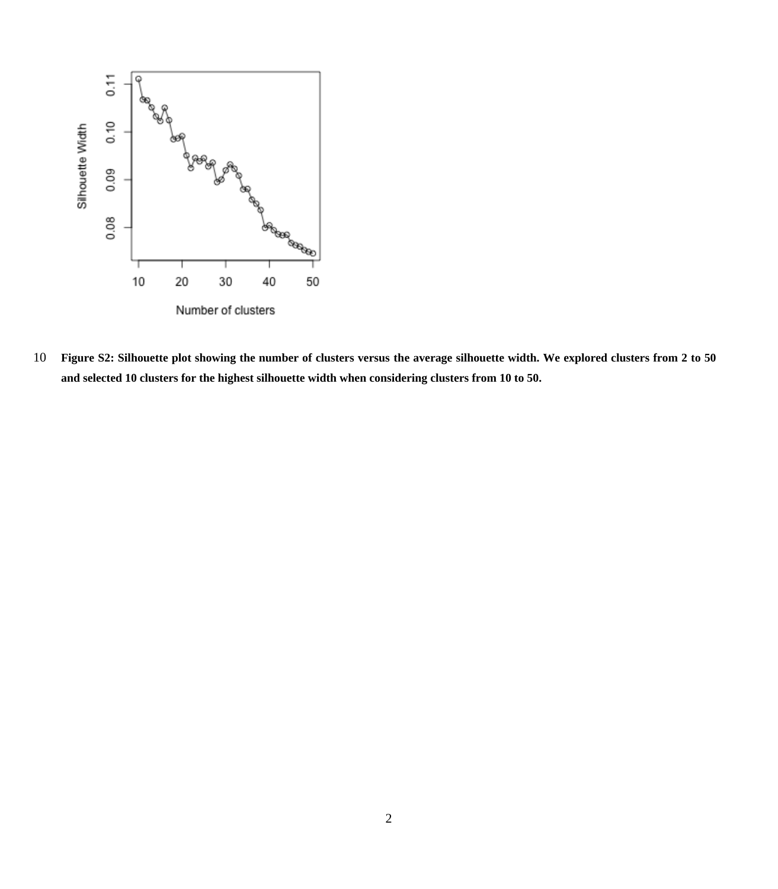**Figure S2: Silhouette plot showing the number of clusters versus the average silhouette width. We explored clusters from 2 to 50 and selected 10 clusters for the highest silhouette width when considering clusters from 10 to 50.**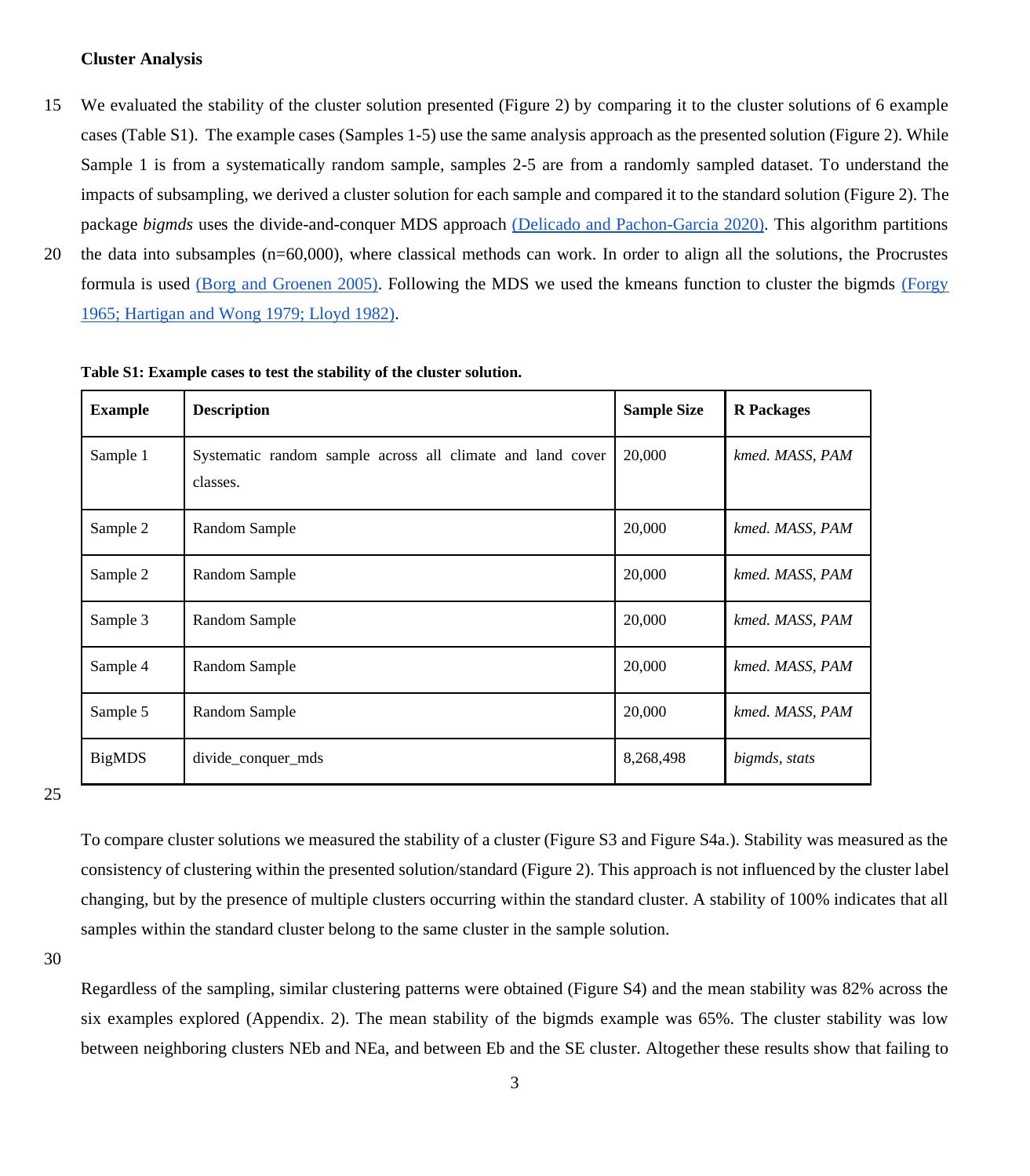### Cluster Analysis

We evaluated the stability of the cluster solution presented (Figure 2) by comparing it to the cluster solutions of 6 example cases (Table S1). The example cases (Samples 1-5) use the same analysis approach as the presented solution (Figure 2). While Sample 1 is from a systematically random sample, samples 2-5 are from a randomly sampled dataset. To understand the impacts of subsampling, we derived a cluster solution for each sample and compared it to the standard solution (Figure 2). The package *bigmds* uses the divide-and-conquer MDS approach (Delicado and Pachon-Garcia 2020). This algorithm partitions the data into subsamples (n=60,000), where classical methods can work. In order to align all the solutions, the Procrustes formula is used (Borg and Groenen 2005). Following the MDS we used the kmeans function to cluster the bigmds (Forgy 1965; Hartigan and Wong 1979; Lloyd 1982).

**Table S1: Example cases to test the stability of the cluster solution.**

| Example | Description | Sample Size | R Packages |
|---|---|---|---|
| Sample 1 | Systematic random sample across all climate and land cover classes. | 20,000 | *kmed. MASS, PAM* |
| Sample 2 | Random Sample | 20,000 | *kmed. MASS, PAM* |
| Sample 2 | Random Sample | 20,000 | *kmed. MASS, PAM* |
| Sample 3 | Random Sample | 20,000 | *kmed. MASS, PAM* |
| Sample 4 | Random Sample | 20,000 | *kmed. MASS, PAM* |
| Sample 5 | Random Sample | 20,000 | *kmed. MASS, PAM* |
| BigMDS | divide_conquer_mds | 8,268,498 | *bigmds, stats* |

To compare cluster solutions we measured the stability of a cluster (Figure S3 and Figure S4a.). Stability was measured as the consistency of clustering within the presented solution/standard (Figure 2). This approach is not influenced by the cluster label changing, but by the presence of multiple clusters occurring within the standard cluster. A stability of 100% indicates that all samples within the standard cluster belong to the same cluster in the sample solution.

Regardless of the sampling, similar clustering patterns were obtained (Figure S4) and the mean stability was 82% across the six examples explored (Appendix. 2). The mean stability of the bigmds example was 65%. The cluster stability was low between neighboring clusters NEb and NEa, and between Eb and the SE cluster. Altogether these results show that failing to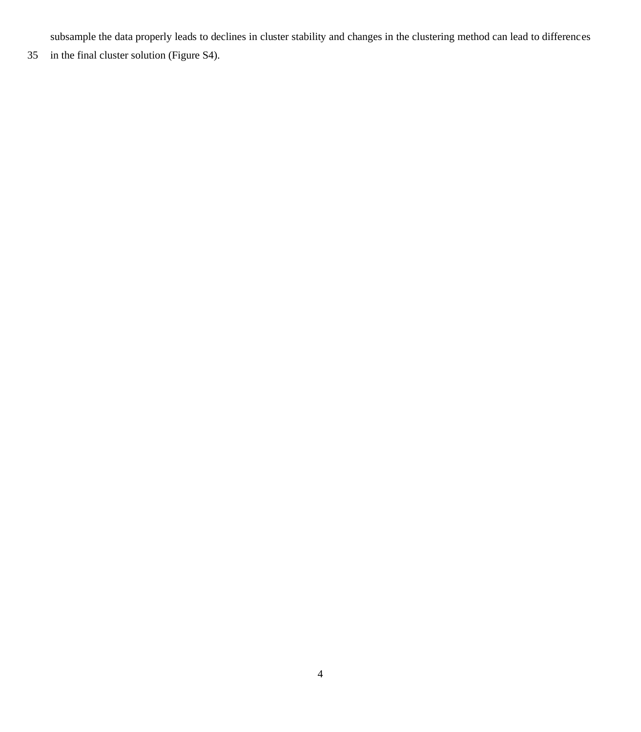subsample the data properly leads to declines in cluster stability and changes in the clustering method can lead to differences in the final cluster solution (Figure S4).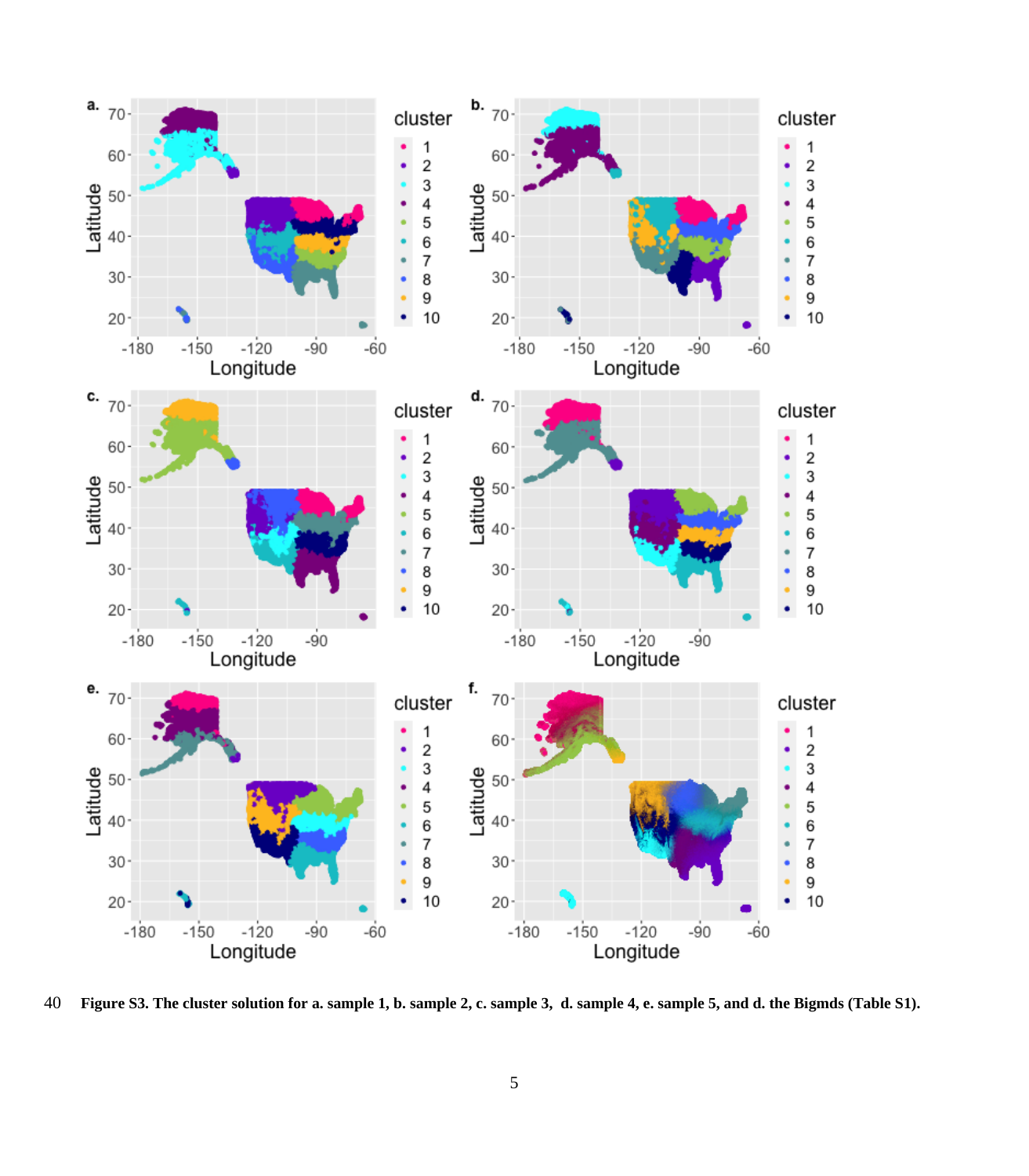40 **Figure S3. The cluster solution for a. sample 1, b. sample 2, c. sample 3, d. sample 4, e. sample 5, and d. the Bigmds (Table S1).**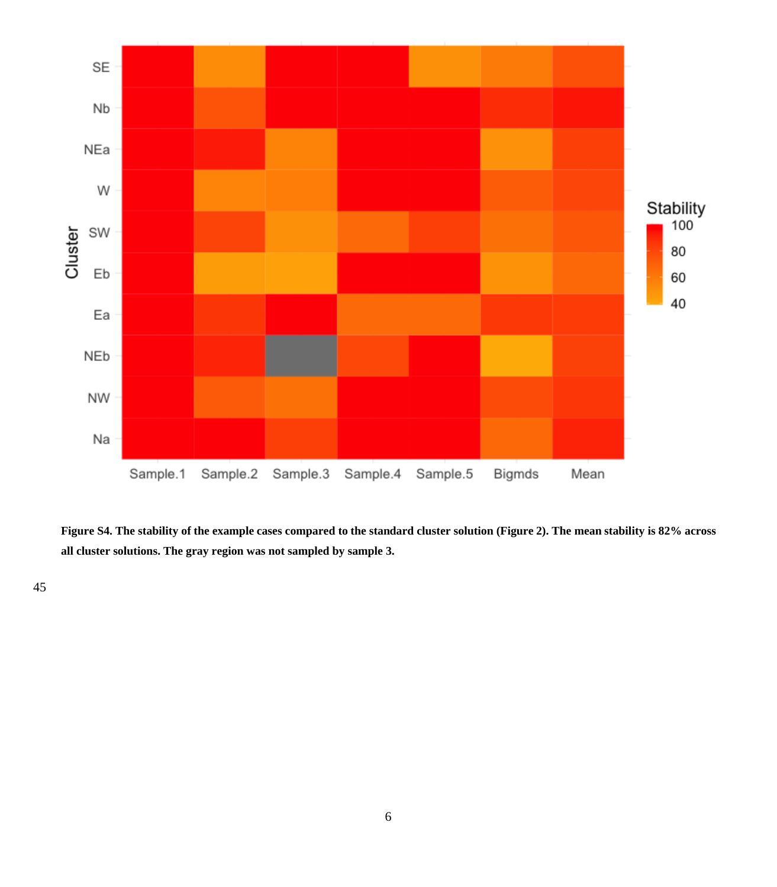SE

Nb

NEa

W

SW

Eb

Ea

NEb

NW

Na

Cluster

Sample.1 Sample.2 Sample.3 Sample.4 Sample.5 Bigmds Mean

Stability

100

80

60

40

**Figure S4. The stability of the example cases compared to the standard cluster solution (Figure 2). The mean stability is 82% across all cluster solutions. The gray region was not sampled by sample 3.**

45